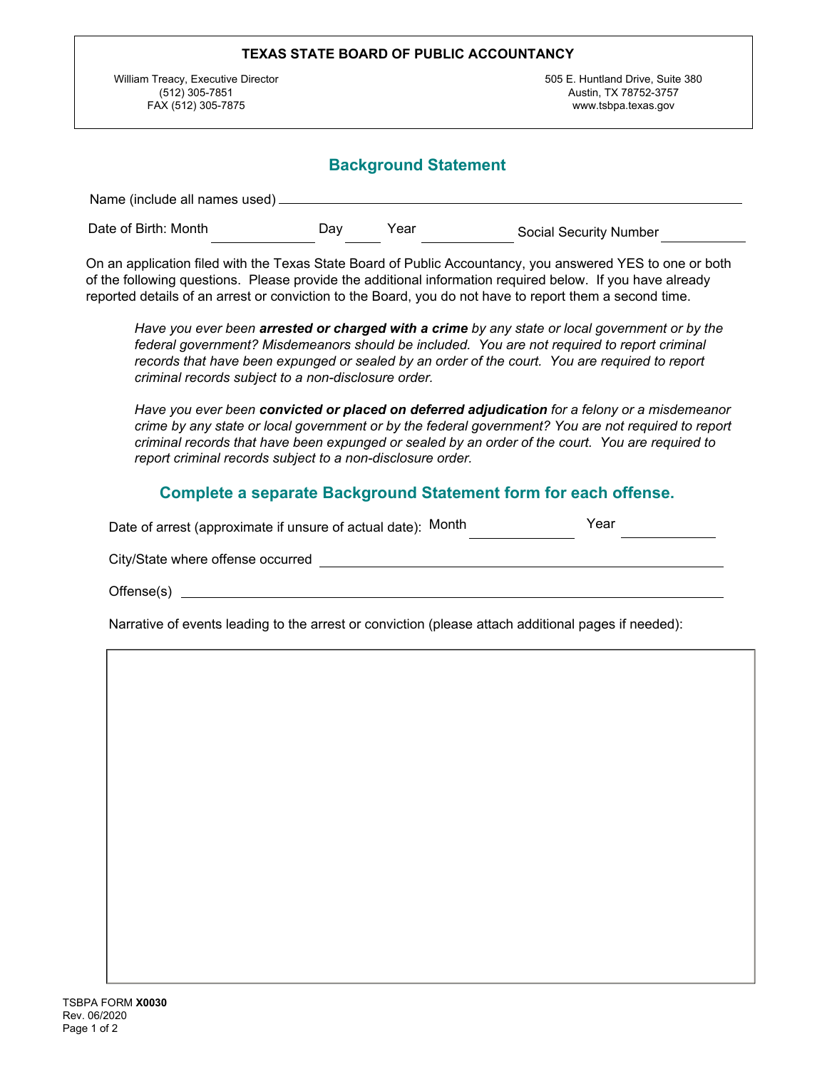**TEXAS STATE BOARD OF PUBLIC ACCOUNTANCY**

William Treacy, Executive Director
(512) 305-7851
FAX (512) 305-7875

505 E. Huntland Drive, Suite 380
Austin, TX 78752-3757
www.tsbpa.texas.gov

## Background Statement

Name (include all names used) ______________________________

Date of Birth: Month ____________ Day ______ Year ____________ Social Security Number ____________

On an application filed with the Texas State Board of Public Accountancy, you answered YES to one or both of the following questions. Please provide the additional information required below. If you have already reported details of an arrest or conviction to the Board, you do not have to report them a second time.

> *Have you ever been **arrested or charged with a crime** by any state or local government or by the federal government? Misdemeanors should be included. You are not required to report criminal records that have been expunged or sealed by an order of the court. You are required to report criminal records subject to a non-disclosure order.*
>
> *Have you ever been **convicted or placed on deferred adjudication** for a felony or a misdemeanor crime by any state or local government or by the federal government? You are not required to report criminal records that have been expunged or sealed by an order of the court. You are required to report criminal records subject to a non-disclosure order.*

## Complete a separate Background Statement form for each offense.

Date of arrest (approximate if unsure of actual date): Month ____________ Year ____________

City/State where offense occurred ______________________________

Offense(s) ______________________________

Narrative of events leading to the arrest or conviction (please attach additional pages if needed):

TSBPA FORM **X0030**
Rev. 06/2020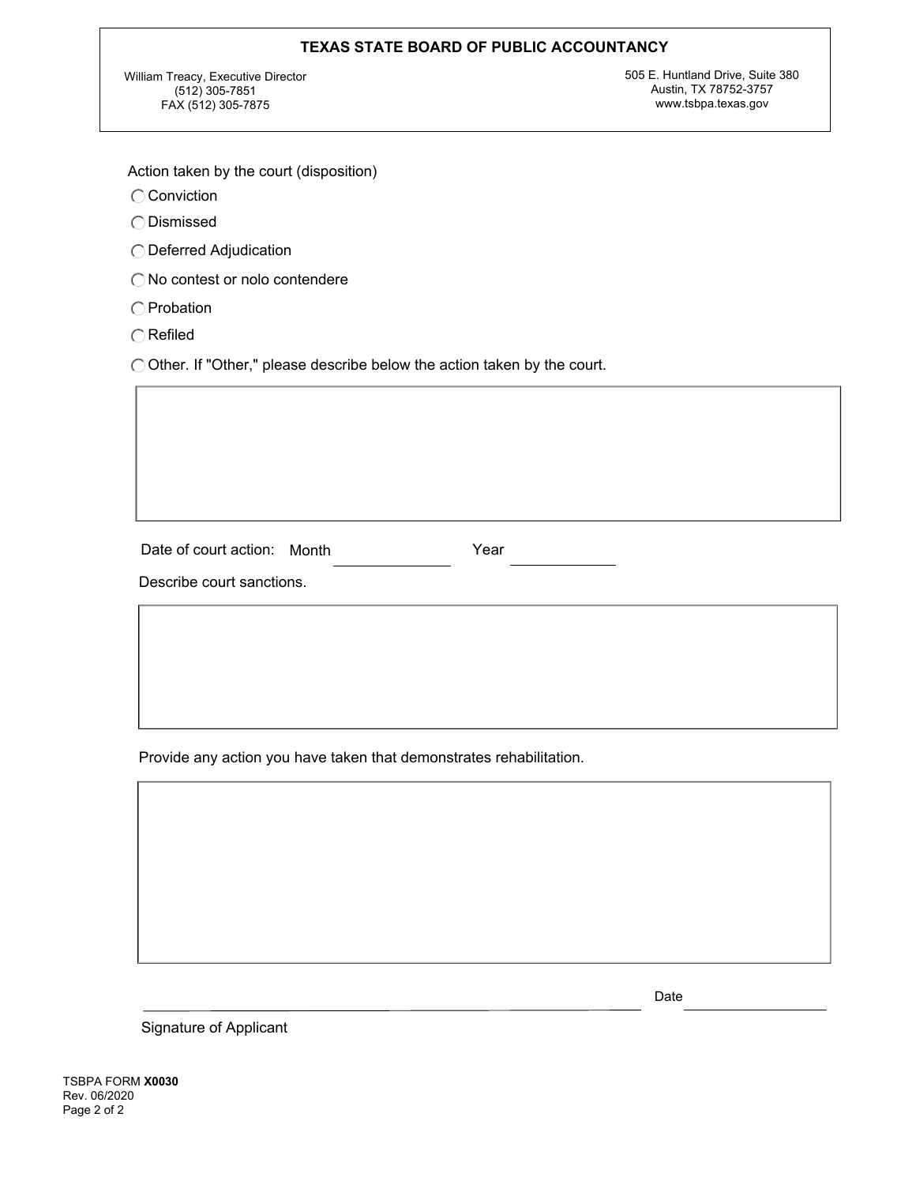**TEXAS STATE BOARD OF PUBLIC ACCOUNTANCY**

William Treacy, Executive Director
(512) 305-7851
FAX (512) 305-7875

505 E. Huntland Drive, Suite 380
Austin, TX 78752-3757
www.tsbpa.texas.gov

Action taken by the court (disposition)

- ◯ Conviction
- ◯ Dismissed
- ◯ Deferred Adjudication
- ◯ No contest or nolo contendere
- ◯ Probation
- ◯ Refiled
- ◯ Other. If "Other," please describe below the action taken by the court.

Date of court action: Month \_\_\_\_\_\_\_\_\_\_ Year \_\_\_\_\_\_\_\_\_\_

Describe court sanctions.

Provide any action you have taken that demonstrates rehabilitation.

\_\_\_\_\_\_\_\_\_\_\_\_\_\_\_\_\_\_\_\_\_\_\_\_\_\_\_\_\_\_ Date \_\_\_\_\_\_\_\_\_\_

Signature of Applicant

TSBPA FORM **X0030**
Rev. 06/2020